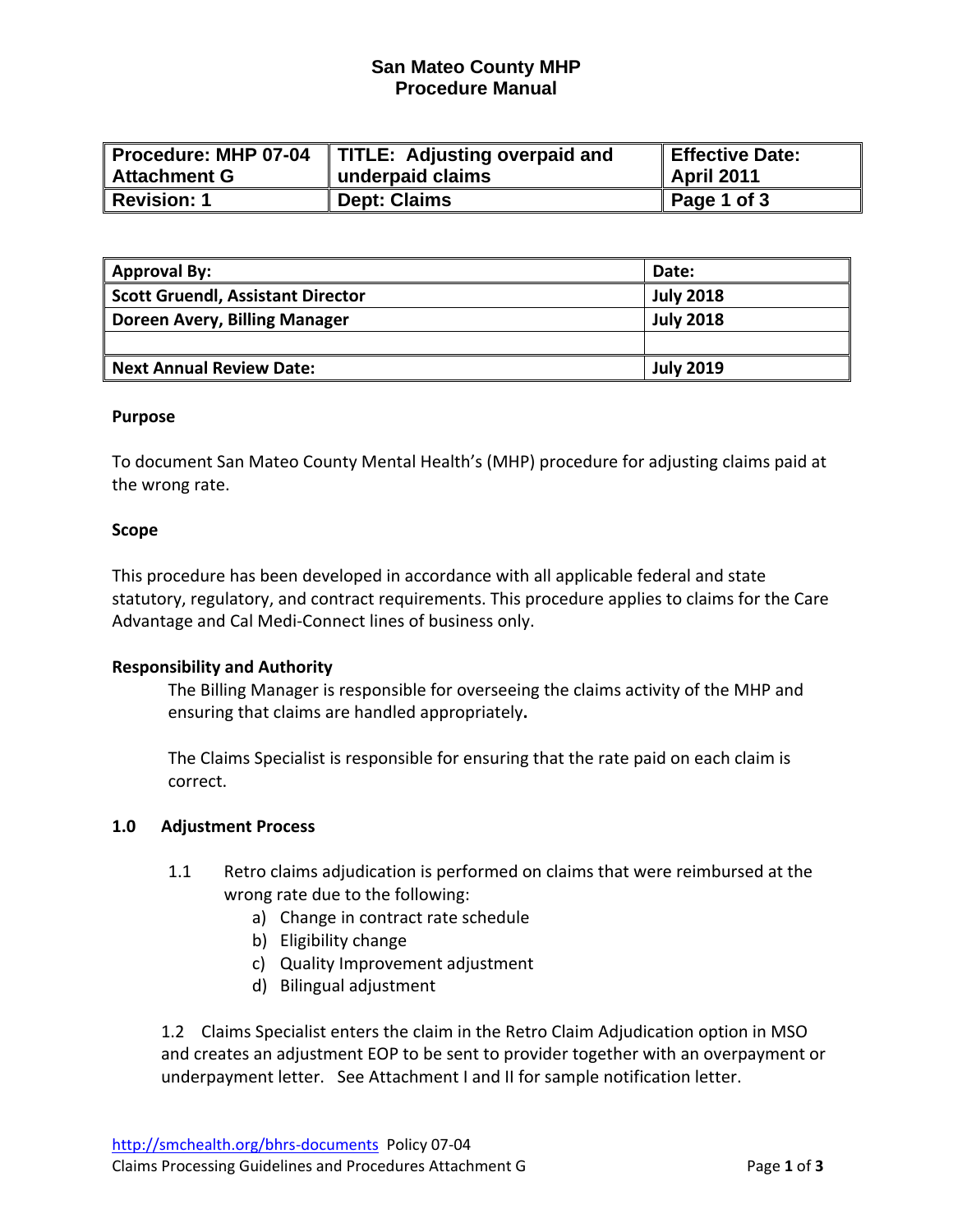# San Mateo County MHP
## Procedure Manual

| Procedure: MHP 07-04 Attachment G | TITLE: Adjusting overpaid and underpaid claims | Effective Date: April 2011 |
|---|---|---|
| Revision: 1 | Dept: Claims | Page 1 of 3 |

| Approval By: | Date: |
|---|---|
| Scott Gruendl, Assistant Director | July 2018 |
| Doreen Avery, Billing Manager | July 2018 |
| | |
| Next Annual Review Date: | July 2019 |

**Purpose**

To document San Mateo County Mental Health's (MHP) procedure for adjusting claims paid at the wrong rate.

**Scope**

This procedure has been developed in accordance with all applicable federal and state statutory, regulatory, and contract requirements. This procedure applies to claims for the Care Advantage and Cal Medi-Connect lines of business only.

**Responsibility and Authority**

The Billing Manager is responsible for overseeing the claims activity of the MHP and ensuring that claims are handled appropriately**.**

The Claims Specialist is responsible for ensuring that the rate paid on each claim is correct.

**1.0 Adjustment Process**

1.1 Retro claims adjudication is performed on claims that were reimbursed at the wrong rate due to the following:

a) Change in contract rate schedule
b) Eligibility change
c) Quality Improvement adjustment
d) Bilingual adjustment

1.2 Claims Specialist enters the claim in the Retro Claim Adjudication option in MSO and creates an adjustment EOP to be sent to provider together with an overpayment or underpayment letter. See Attachment I and II for sample notification letter.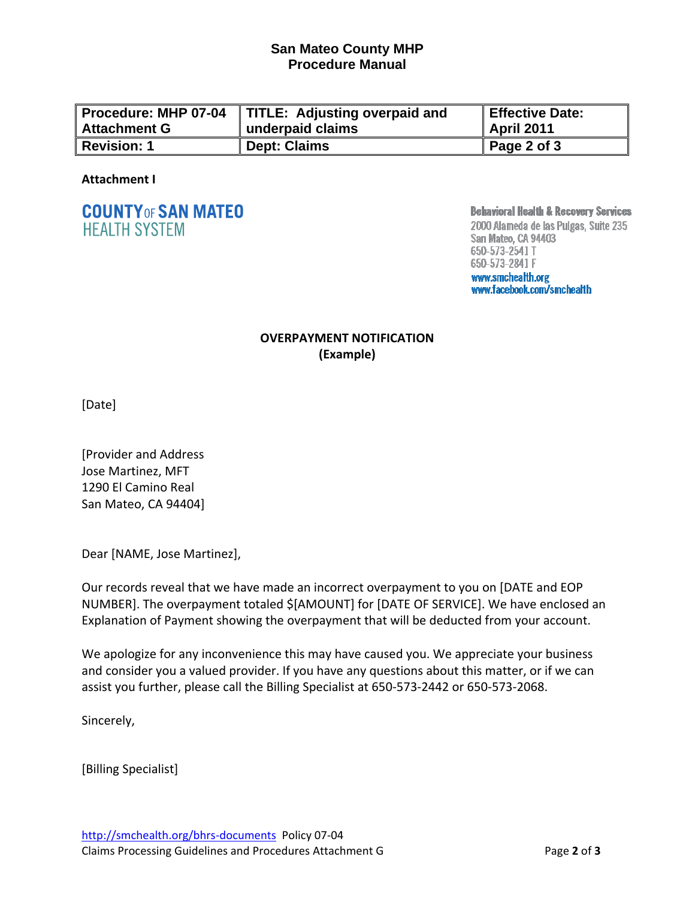| Procedure: MHP 07-04 Attachment G | TITLE: Adjusting overpaid and underpaid claims | Effective Date: April 2011 |
|---|---|---|
| Revision: 1 | Dept: Claims | Page 2 of 3 |

**Attachment I**

**COUNTY OF SAN MATEO**
HEALTH SYSTEM

**Behavioral Health & Recovery Services**
2000 Alameda de las Pulgas, Suite 235
San Mateo, CA 94403
650-573-2541 T
650-573-2841 F
www.smchealth.org
www.facebook.com/smchealth

**OVERPAYMENT NOTIFICATION**
**(Example)**

[Date]

[Provider and Address
Jose Martinez, MFT
1290 El Camino Real
San Mateo, CA 94404]

Dear [NAME, Jose Martinez],

Our records reveal that we have made an incorrect overpayment to you on [DATE and EOP NUMBER]. The overpayment totaled $[AMOUNT] for [DATE OF SERVICE]. We have enclosed an Explanation of Payment showing the overpayment that will be deducted from your account.

We apologize for any inconvenience this may have caused you. We appreciate your business and consider you a valued provider. If you have any questions about this matter, or if we can assist you further, please call the Billing Specialist at 650-573-2442 or 650-573-2068.

Sincerely,

[Billing Specialist]

http://smchealth.org/bhrs-documents Policy 07-04
Claims Processing Guidelines and Procedures Attachment G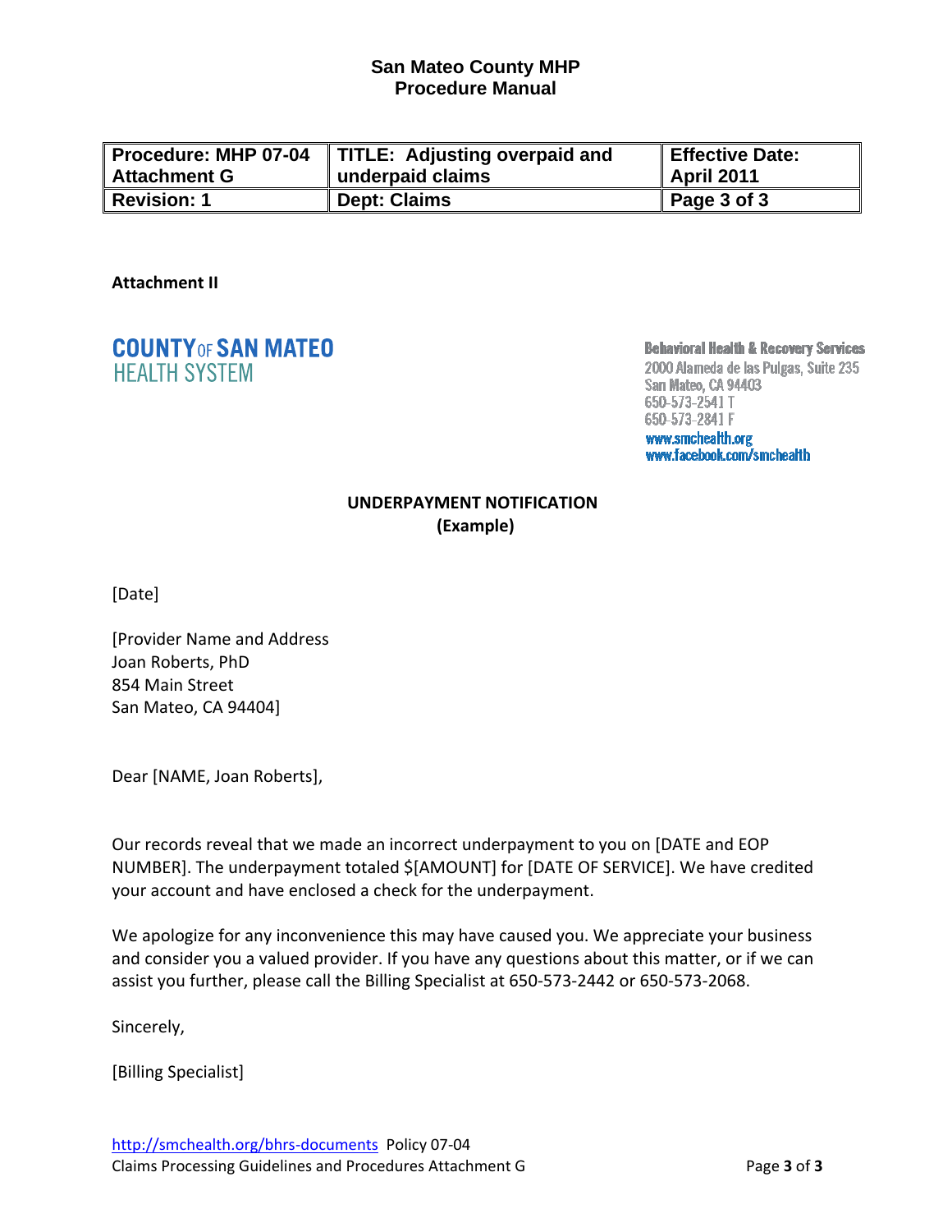| Procedure: MHP 07-04 Attachment G | TITLE: Adjusting overpaid and underpaid claims | Effective Date: April 2011 |
|---|---|---|
| Revision: 1 | Dept: Claims | |

**Attachment II**

**COUNTY** OF **SAN MATEO**
HEALTH SYSTEM

**Behavioral Health & Recovery Services**
2000 Alameda de las Pulgas, Suite 235
San Mateo, CA 94403
650-573-2541 T
650-573-2841 F
www.smchealth.org
www.facebook.com/smchealth

## UNDERPAYMENT NOTIFICATION
## (Example)

[Date]

[Provider Name and Address
Joan Roberts, PhD
854 Main Street
San Mateo, CA 94404]

Dear [NAME, Joan Roberts],

Our records reveal that we made an incorrect underpayment to you on [DATE and EOP NUMBER]. The underpayment totaled $[AMOUNT] for [DATE OF SERVICE]. We have credited your account and have enclosed a check for the underpayment.

We apologize for any inconvenience this may have caused you. We appreciate your business and consider you a valued provider. If you have any questions about this matter, or if we can assist you further, please call the Billing Specialist at 650-573-2442 or 650-573-2068.

Sincerely,

[Billing Specialist]

http://smchealth.org/bhrs-documents Policy 07-04
Claims Processing Guidelines and Procedures Attachment G